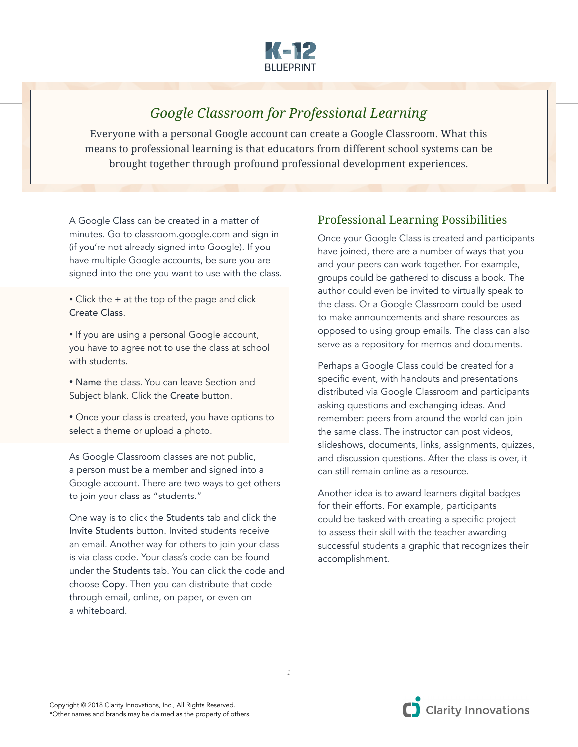# Google Classroom for Professional Learning

Everyone with a personal Google account can create a Google Classroom. What this means to professional learning is that educators from different school systems can be brought together through profound professional development experiences.

A Google Class can be created in a matter of minutes. Go to classroom.google.com and sign in (if you're not already signed into Google). If you have multiple Google accounts, be sure you are signed into the one you want to use with the class.

- Click the + at the top of the page and click Create Class.
- If you are using a personal Google account, you have to agree not to use the class at school with students.
- Name the class. You can leave Section and Subject blank. Click the Create button.
- Once your class is created, you have options to select a theme or upload a photo.

As Google Classroom classes are not public, a person must be a member and signed into a Google account. There are two ways to get others to join your class as "students."

One way is to click the Students tab and click the Invite Students button. Invited students receive an email. Another way for others to join your class is via class code. Your class's code can be found under the Students tab. You can click the code and choose Copy. Then you can distribute that code through email, online, on paper, or even on a whiteboard.

## Professional Learning Possibilities

Once your Google Class is created and participants have joined, there are a number of ways that you and your peers can work together. For example, groups could be gathered to discuss a book. The author could even be invited to virtually speak to the class. Or a Google Classroom could be used to make announcements and share resources as opposed to using group emails. The class can also serve as a repository for memos and documents.

Perhaps a Google Class could be created for a specific event, with handouts and presentations distributed via Google Classroom and participants asking questions and exchanging ideas. And remember: peers from around the world can join the same class. The instructor can post videos, slideshows, documents, links, assignments, quizzes, and discussion questions. After the class is over, it can still remain online as a resource.

Another idea is to award learners digital badges for their efforts. For example, participants could be tasked with creating a specific project to assess their skill with the teacher awarding successful students a graphic that recognizes their accomplishment.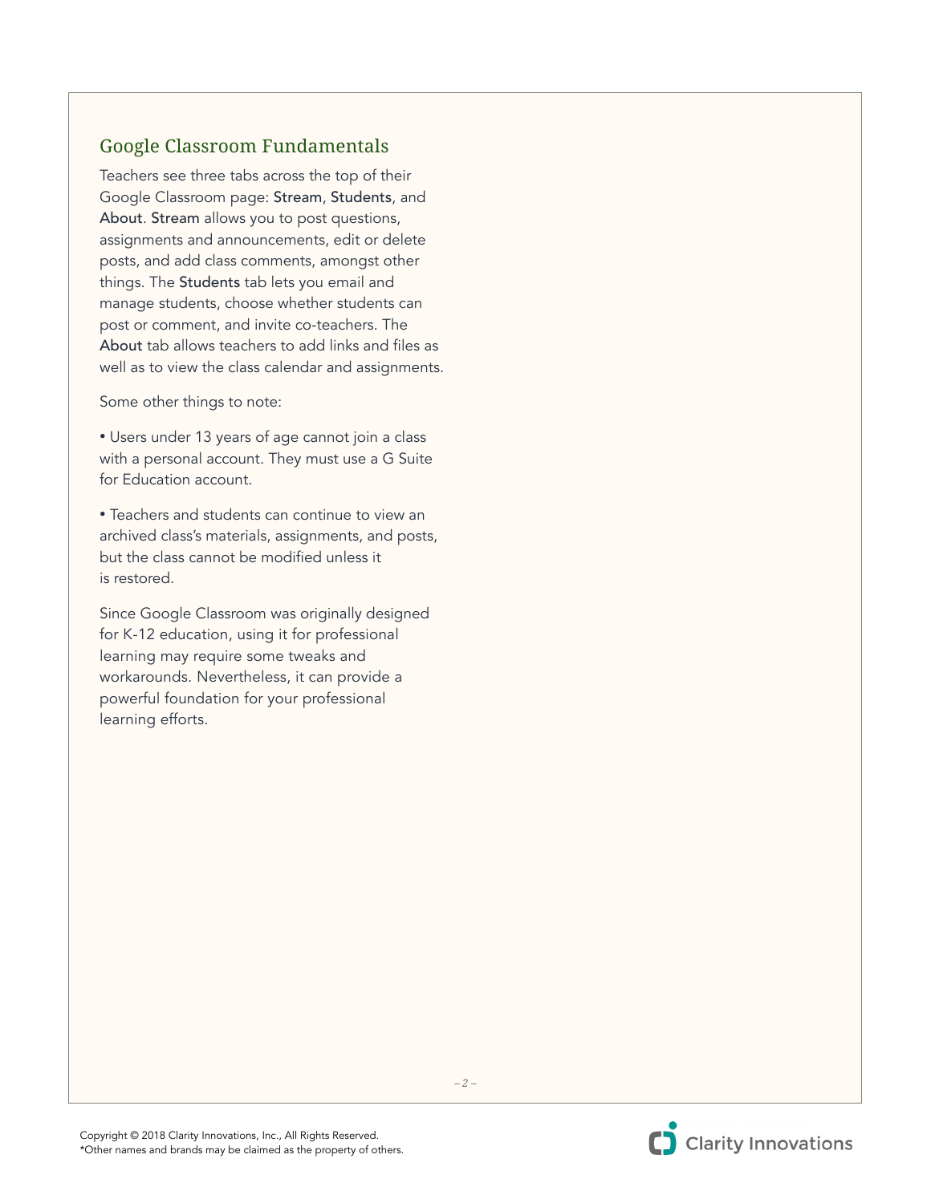## Google Classroom Fundamentals

Teachers see three tabs across the top of their Google Classroom page: Stream, Students, and About. Stream allows you to post questions, assignments and announcements, edit or delete posts, and add class comments, amongst other things. The Students tab lets you email and manage students, choose whether students can post or comment, and invite co-teachers. The About tab allows teachers to add links and files as well as to view the class calendar and assignments.

Some other things to note:

• Users under 13 years of age cannot join a class with a personal account. They must use a G Suite for Education account.

• Teachers and students can continue to view an archived class's materials, assignments, and posts, but the class cannot be modified unless it is restored.

Since Google Classroom was originally designed for K-12 education, using it for professional learning may require some tweaks and workarounds. Nevertheless, it can provide a powerful foundation for your professional learning efforts.

Copyright © 2018 Clarity Innovations, Inc., All Rights Reserved.
*Other names and brands may be claimed as the property of others.

Clarity Innovations